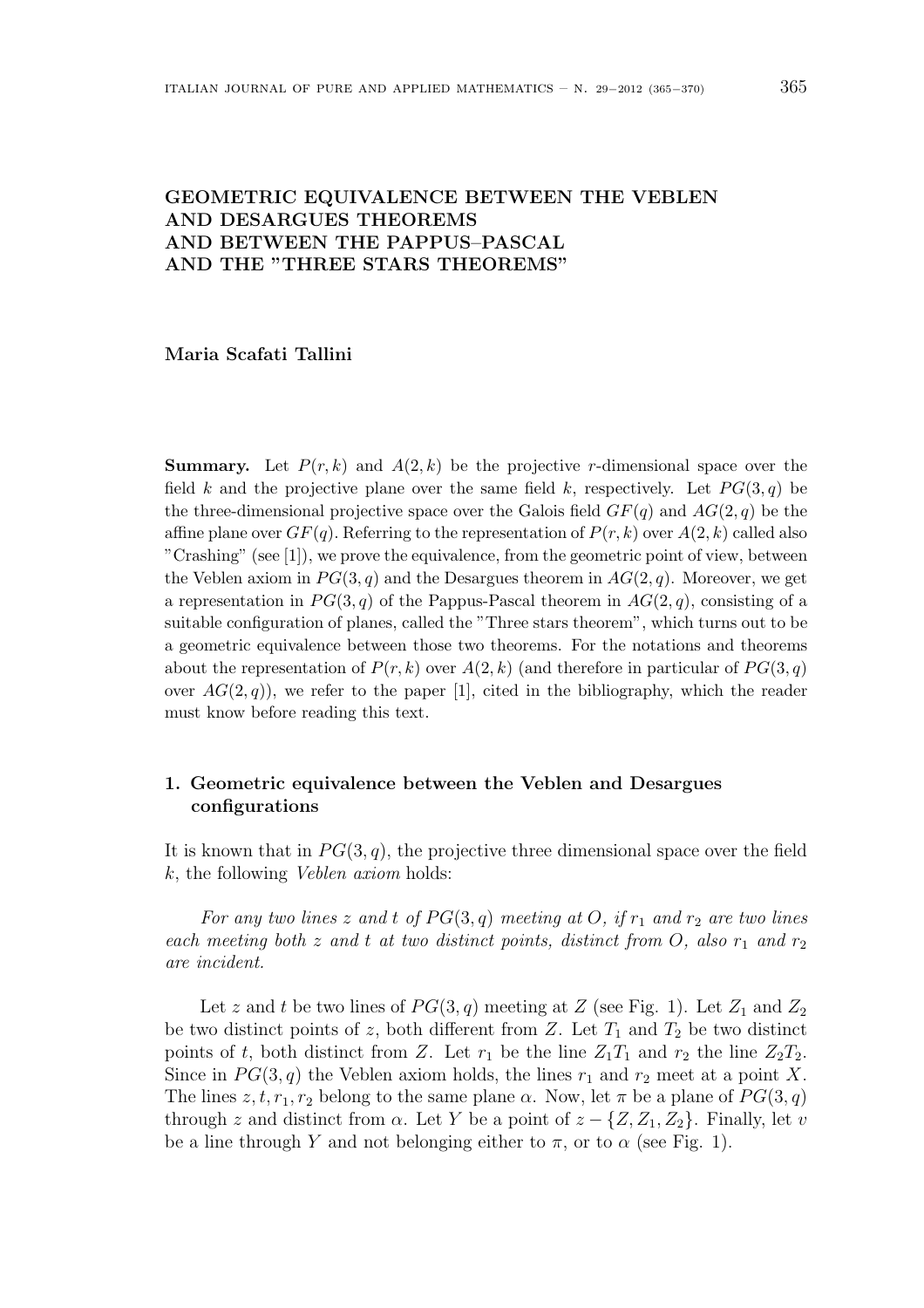# GEOMETRIC EQUIVALENCE BETWEEN THE VEBLEN AND DESARGUES THEOREMS AND BETWEEN THE PAPPUS–PASCAL AND THE "THREE STARS THEOREMS"

**Maria Scafati Tallini**

**Summary.** Let $P(r,k)$ and $A(2,k)$ be the projective $r$-dimensional space over the field $k$ and the projective plane over the same field $k$, respectively. Let $PG(3,q)$ be the three-dimensional projective space over the Galois field $GF(q)$ and $AG(2,q)$ be the affine plane over $GF(q)$. Referring to the representation of $P(r,k)$ over $A(2,k)$ called also "Crashing" (see [1]), we prove the equivalence, from the geometric point of view, between the Veblen axiom in $PG(3,q)$ and the Desargues theorem in $AG(2,q)$. Moreover, we get a representation in $PG(3,q)$ of the Pappus-Pascal theorem in $AG(2,q)$, consisting of a suitable configuration of planes, called the "Three stars theorem", which turns out to be a geometric equivalence between those two theorems. For the notations and theorems about the representation of $P(r,k)$ over $A(2,k)$ (and therefore in particular of $PG(3,q)$ over $AG(2,q)$), we refer to the paper [1], cited in the bibliography, which the reader must know before reading this text.

## 1. Geometric equivalence between the Veblen and Desargues configurations

It is known that in $PG(3,q)$, the projective three dimensional space over the field $k$, the following *Veblen axiom* holds:

*For any two lines $z$ and $t$ of $PG(3,q)$ meeting at $O$, if $r_1$ and $r_2$ are two lines each meeting both $z$ and $t$ at two distinct points, distinct from $O$, also $r_1$ and $r_2$ are incident.*

Let $z$ and $t$ be two lines of $PG(3,q)$ meeting at $Z$ (see Fig. 1). Let $Z_1$ and $Z_2$ be two distinct points of $z$, both different from $Z$. Let $T_1$ and $T_2$ be two distinct points of $t$, both distinct from $Z$. Let $r_1$ be the line $Z_1T_1$ and $r_2$ the line $Z_2T_2$. Since in $PG(3,q)$ the Veblen axiom holds, the lines $r_1$ and $r_2$ meet at a point $X$. The lines $z, t, r_1, r_2$ belong to the same plane $\alpha$. Now, let $\pi$ be a plane of $PG(3,q)$ through $z$ and distinct from $\alpha$. Let $Y$ be a point of $z - \{Z, Z_1, Z_2\}$. Finally, let $v$ be a line through $Y$ and not belonging either to $\pi$, or to $\alpha$ (see Fig. 1).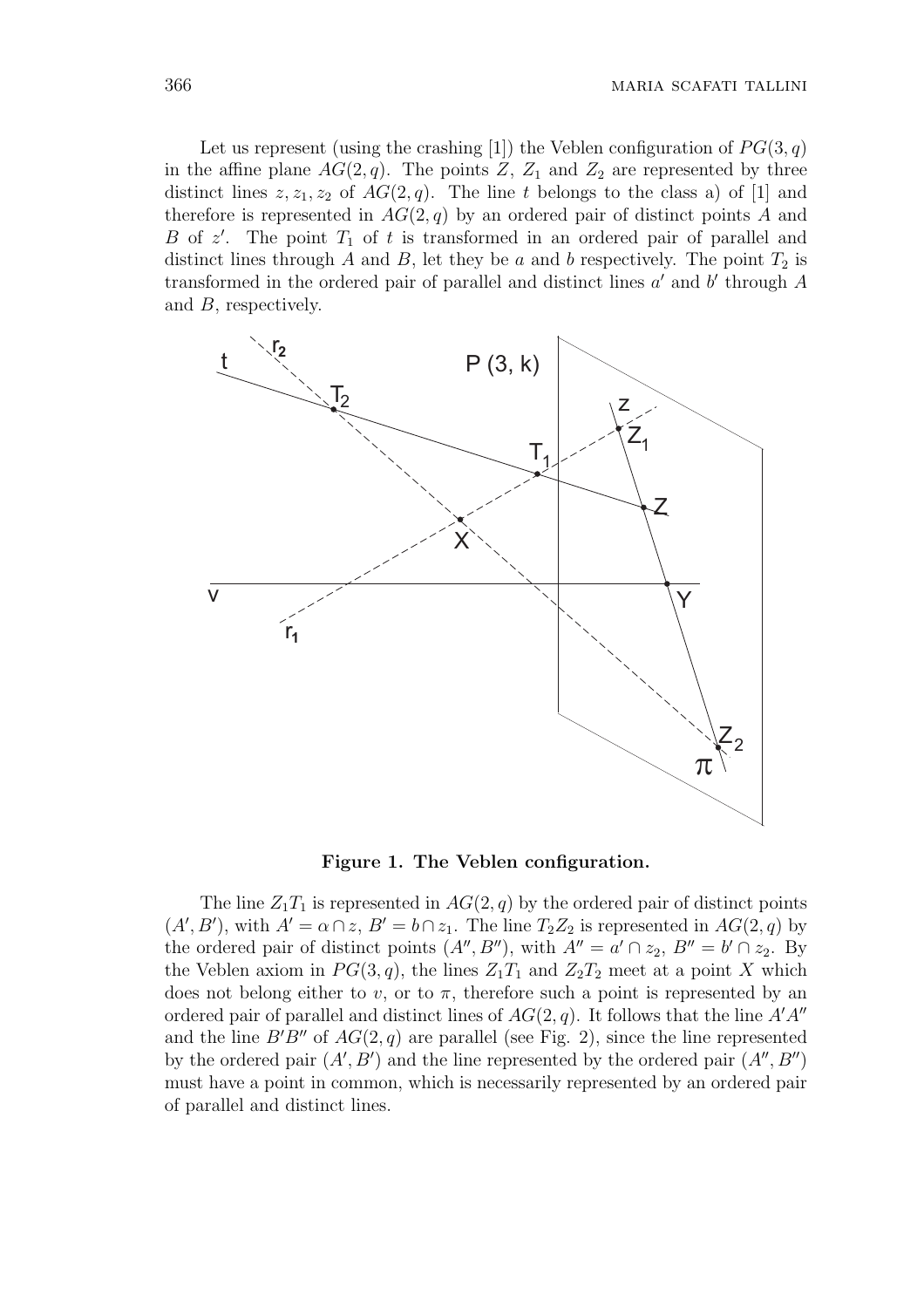Let us represent (using the crashing [1]) the Veblen configuration of $PG(3,q)$ in the affine plane $AG(2,q)$. The points $Z$, $Z_1$ and $Z_2$ are represented by three distinct lines $z, z_1, z_2$ of $AG(2,q)$. The line $t$ belongs to the class a) of [1] and therefore is represented in $AG(2,q)$ by an ordered pair of distinct points $A$ and $B$ of $z'$. The point $T_1$ of $t$ is transformed in an ordered pair of parallel and distinct lines through $A$ and $B$, let they be $a$ and $b$ respectively. The point $T_2$ is transformed in the ordered pair of parallel and distinct lines $a'$ and $b'$ through $A$ and $B$, respectively.

**Figure 1. The Veblen configuration.**

The line $Z_1T_1$ is represented in $AG(2,q)$ by the ordered pair of distinct points $(A', B')$, with $A' = \alpha \cap z$, $B' = b \cap z_1$. The line $T_2Z_2$ is represented in $AG(2,q)$ by the ordered pair of distinct points $(A'', B'')$, with $A'' = a' \cap z_2$, $B'' = b' \cap z_2$. By the Veblen axiom in $PG(3,q)$, the lines $Z_1T_1$ and $Z_2T_2$ meet at a point $X$ which does not belong either to $v$, or to $\pi$, therefore such a point is represented by an ordered pair of parallel and distinct lines of $AG(2,q)$. It follows that the line $A'A''$ and the line $B'B''$ of $AG(2,q)$ are parallel (see Fig. 2), since the line represented by the ordered pair $(A', B')$ and the line represented by the ordered pair $(A'', B'')$ must have a point in common, which is necessarily represented by an ordered pair of parallel and distinct lines.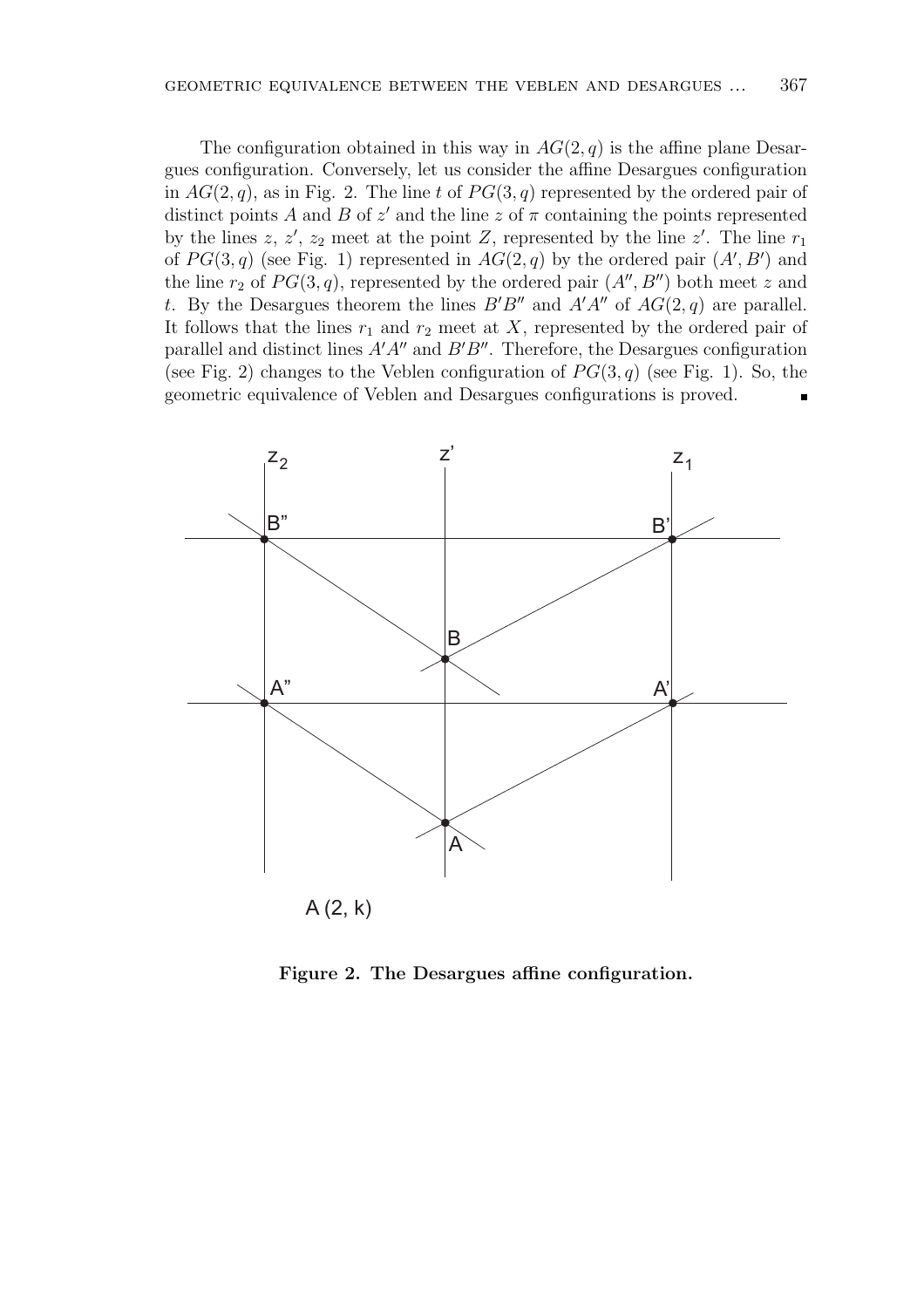The configuration obtained in this way in $AG(2, q)$ is the affine plane Desargues configuration. Conversely, let us consider the affine Desargues configuration in $AG(2, q)$, as in Fig. 2. The line $t$ of $PG(3, q)$ represented by the ordered pair of distinct points $A$ and $B$ of $z'$ and the line $z$ of $\pi$ containing the points represented by the lines $z$, $z'$, $z_2$ meet at the point $Z$, represented by the line $z'$. The line $r_1$ of $PG(3, q)$ (see Fig. 1) represented in $AG(2, q)$ by the ordered pair $(A', B')$ and the line $r_2$ of $PG(3, q)$, represented by the ordered pair $(A'', B'')$ both meet $z$ and $t$. By the Desargues theorem the lines $B'B''$ and $A'A''$ of $AG(2, q)$ are parallel. It follows that the lines $r_1$ and $r_2$ meet at $X$, represented by the ordered pair of parallel and distinct lines $A'A''$ and $B'B''$. Therefore, the Desargues configuration (see Fig. 2) changes to the Veblen configuration of $PG(3, q)$ (see Fig. 1). So, the geometric equivalence of Veblen and Desargues configurations is proved. ∎

**Figure 2. The Desargues affine configuration.**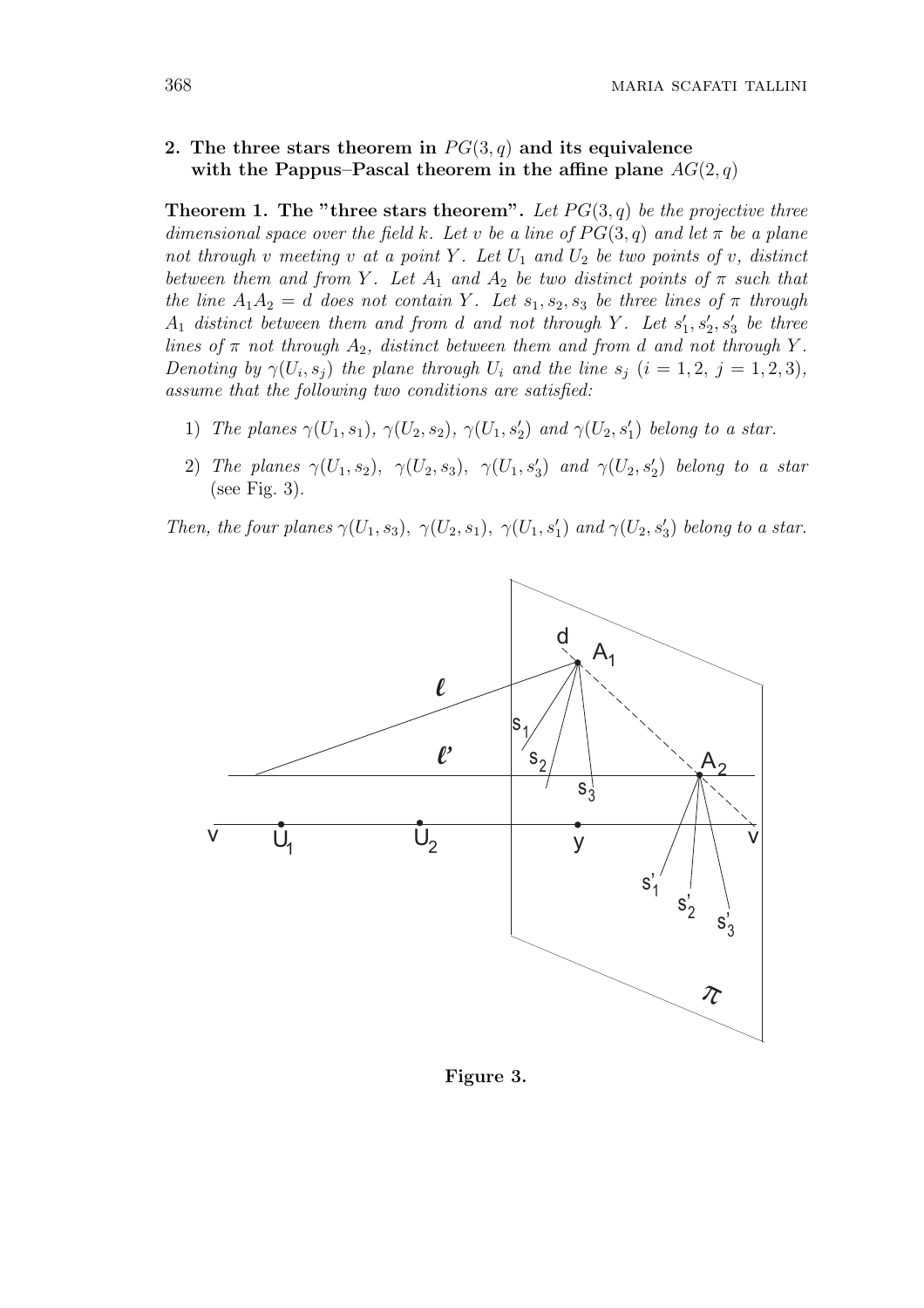## 2. The three stars theorem in $PG(3, q)$ and its equivalence with the Pappus–Pascal theorem in the affine plane $AG(2, q)$

**Theorem 1. The "three stars theorem".** *Let $PG(3, q)$ be the projective three dimensional space over the field k. Let $v$ be a line of $PG(3, q)$ and let $\pi$ be a plane not through $v$ meeting $v$ at a point $Y$. Let $U_1$ and $U_2$ be two points of $v$, distinct between them and from $Y$. Let $A_1$ and $A_2$ be two distinct points of $\pi$ such that the line $A_1A_2 = d$ does not contain $Y$. Let $s_1, s_2, s_3$ be three lines of $\pi$ through $A_1$ distinct between them and from $d$ and not through $Y$. Let $s'_1, s'_2, s'_3$ be three lines of $\pi$ not through $A_2$, distinct between them and from $d$ and not through $Y$. Denoting by $\gamma(U_i, s_j)$ the plane through $U_i$ and the line $s_j$ ($i = 1, 2,\ j = 1, 2, 3$), assume that the following two conditions are satisfied:*

1) *The planes $\gamma(U_1, s_1)$, $\gamma(U_2, s_2)$, $\gamma(U_1, s'_2)$ and $\gamma(U_2, s'_1)$ belong to a star.*
2) *The planes $\gamma(U_1, s_2)$, $\gamma(U_2, s_3)$, $\gamma(U_1, s'_3)$ and $\gamma(U_2, s'_2)$ belong to a star* (see Fig. 3).

*Then, the four planes $\gamma(U_1, s_3)$, $\gamma(U_2, s_1)$, $\gamma(U_1, s'_1)$ and $\gamma(U_2, s'_3)$ belong to a star.*

**Figure 3.**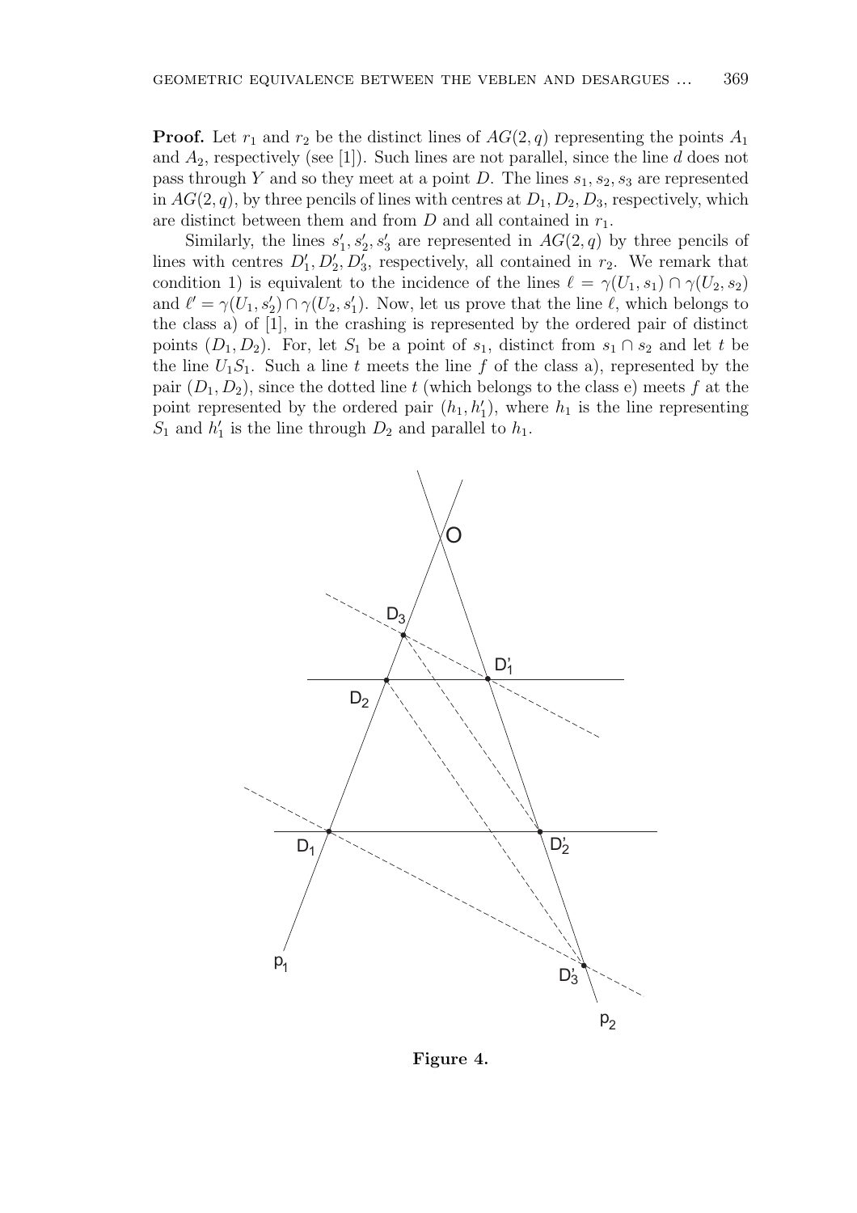**Proof.** Let $r_1$ and $r_2$ be the distinct lines of $AG(2,q)$ representing the points $A_1$ and $A_2$, respectively (see [1]). Such lines are not parallel, since the line $d$ does not pass through $Y$ and so they meet at a point $D$. The lines $s_1, s_2, s_3$ are represented in $AG(2,q)$, by three pencils of lines with centres at $D_1, D_2, D_3$, respectively, which are distinct between them and from $D$ and all contained in $r_1$.

Similarly, the lines $s'_1, s'_2, s'_3$ are represented in $AG(2,q)$ by three pencils of lines with centres $D'_1, D'_2, D'_3$, respectively, all contained in $r_2$. We remark that condition 1) is equivalent to the incidence of the lines $\ell = \gamma(U_1, s_1) \cap \gamma(U_2, s_2)$ and $\ell' = \gamma(U_1, s'_2) \cap \gamma(U_2, s'_1)$. Now, let us prove that the line $\ell$, which belongs to the class a) of [1], in the crashing is represented by the ordered pair of distinct points $(D_1, D_2)$. For, let $S_1$ be a point of $s_1$, distinct from $s_1 \cap s_2$ and let $t$ be the line $U_1S_1$. Such a line $t$ meets the line $f$ of the class a), represented by the pair $(D_1, D_2)$, since the dotted line $t$ (which belongs to the class e) meets $f$ at the point represented by the ordered pair $(h_1, h'_1)$, where $h_1$ is the line representing $S_1$ and $h'_1$ is the line through $D_2$ and parallel to $h_1$.

**Figure 4.**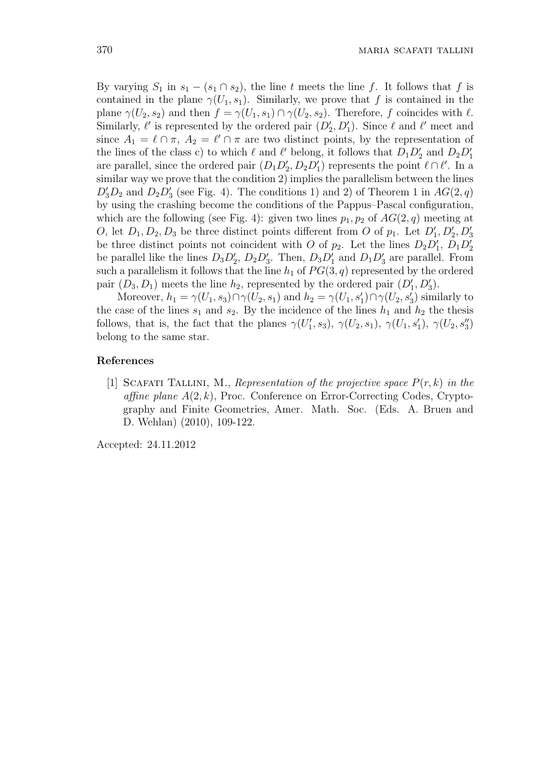By varying $S_1$ in $s_1 - (s_1 \cap s_2)$, the line $t$ meets the line $f$. It follows that $f$ is contained in the plane $\gamma(U_1, s_1)$. Similarly, we prove that $f$ is contained in the plane $\gamma(U_2, s_2)$ and then $f = \gamma(U_1, s_1) \cap \gamma(U_2, s_2)$. Therefore, $f$ coincides with $\ell$. Similarly, $\ell'$ is represented by the ordered pair $(D'_2, D'_1)$. Since $\ell$ and $\ell'$ meet and since $A_1 = \ell \cap \pi$, $A_2 = \ell' \cap \pi$ are two distinct points, by the representation of the lines of the class c) to which $\ell$ and $\ell'$ belong, it follows that $D_1 D'_2$ and $D_2 D'_1$ are parallel, since the ordered pair $(D_1 D'_2, D_2 D'_1)$ represents the point $\ell \cap \ell'$. In a similar way we prove that the condition 2) implies the parallelism between the lines $D'_3 D_2$ and $D_2 D'_3$ (see Fig. 4). The conditions 1) and 2) of Theorem 1 in $AG(2, q)$ by using the crashing become the conditions of the Pappus–Pascal configuration, which are the following (see Fig. 4): given two lines $p_1, p_2$ of $AG(2, q)$ meeting at $O$, let $D_1, D_2, D_3$ be three distinct points different from $O$ of $p_1$. Let $D'_1, D'_2, D'_3$ be three distinct points not coincident with $O$ of $p_2$. Let the lines $D_2 D'_1$, $D_1 D'_2$ be parallel like the lines $D_3 D'_2$, $D_2 D'_3$. Then, $D_3 D'_1$ and $D_1 D'_3$ are parallel. From such a parallelism it follows that the line $h_1$ of $PG(3, q)$ represented by the ordered pair $(D_3, D_1)$ meets the line $h_2$, represented by the ordered pair $(D'_1, D'_3)$.

Moreover, $h_1 = \gamma(U_1, s_3) \cap \gamma(U_2, s_1)$ and $h_2 = \gamma(U_1, s'_1) \cap \gamma(U_2, s'_3)$ similarly to the case of the lines $s_1$ and $s_2$. By the incidence of the lines $h_1$ and $h_2$ the thesis follows, that is, the fact that the planes $\gamma(U'_1, s_3)$, $\gamma(U_2, s_1)$, $\gamma(U_1, s'_1)$, $\gamma(U_2, s''_3)$ belong to the same star.

## References

[1] Scafati Tallini, M., *Representation of the projective space $P(r, k)$ in the affine plane $A(2, k)$*, Proc. Conference on Error-Correcting Codes, Cryptography and Finite Geometries, Amer. Math. Soc. (Eds. A. Bruen and D. Wehlan) (2010), 109-122.

Accepted: 24.11.2012